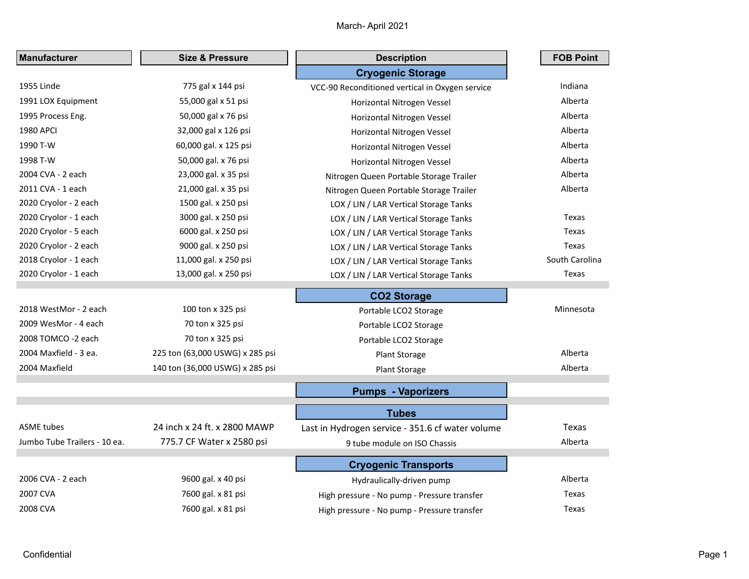March- April 2021

| Manufacturer | Size & Pressure | Description | FOB Point |
|---|---|---|---|
| | | **Cryogenic Storage** | |
| 1955 Linde | 775 gal x 144 psi | VCC-90 Reconditioned vertical in Oxygen service | Indiana |
| 1991 LOX Equipment | 55,000 gal x 51 psi | Horizontal Nitrogen Vessel | Alberta |
| 1995 Process Eng. | 50,000 gal x 76 psi | Horizontal Nitrogen Vessel | Alberta |
| 1980 APCI | 32,000 gal x 126 psi | Horizontal Nitrogen Vessel | Alberta |
| 1990 T-W | 60,000 gal. x 125 psi | Horizontal Nitrogen Vessel | Alberta |
| 1998 T-W | 50,000 gal. x 76 psi | Horizontal Nitrogen Vessel | Alberta |
| 2004 CVA - 2 each | 23,000 gal. x 35 psi | Nitrogen Queen Portable Storage Trailer | Alberta |
| 2011 CVA - 1 each | 21,000 gal. x 35 psi | Nitrogen Queen Portable Storage Trailer | Alberta |
| 2020 Cryolor - 2 each | 1500 gal. x 250 psi | LOX / LIN / LAR Vertical Storage Tanks | |
| 2020 Cryolor - 1 each | 3000 gal. x 250 psi | LOX / LIN / LAR Vertical Storage Tanks | Texas |
| 2020 Cryolor - 5 each | 6000 gal. x 250 psi | LOX / LIN / LAR Vertical Storage Tanks | Texas |
| 2020 Cryolor - 2 each | 9000 gal. x 250 psi | LOX / LIN / LAR Vertical Storage Tanks | Texas |
| 2018 Cryolor - 1 each | 11,000 gal. x 250 psi | LOX / LIN / LAR Vertical Storage Tanks | South Carolina |
| 2020 Cryolor - 1 each | 13,000 gal. x 250 psi | LOX / LIN / LAR Vertical Storage Tanks | Texas |
| | | **CO2 Storage** | |
| 2018 WestMor - 2 each | 100 ton x 325 psi | Portable LCO2 Storage | Minnesota |
| 2009 WesMor - 4 each | 70 ton x 325 psi | Portable LCO2 Storage | |
| 2008 TOMCO -2 each | 70 ton x 325 psi | Portable LCO2 Storage | |
| 2004 Maxfield - 3 ea. | 225 ton (63,000 USWG) x 285 psi | Plant Storage | Alberta |
| 2004 Maxfield | 140 ton (36,000 USWG) x 285 psi | Plant Storage | Alberta |
| | | **Pumps - Vaporizers** | |
| | | **Tubes** | |
| ASME tubes | 24 inch x 24 ft. x 2800 MAWP | Last in Hydrogen service - 351.6 cf water volume | Texas |
| Jumbo Tube Trailers - 10 ea. | 775.7 CF Water x 2580 psi | 9 tube module on ISO Chassis | Alberta |
| | | **Cryogenic Transports** | |
| 2006 CVA - 2 each | 9600 gal. x 40 psi | Hydraulically-driven pump | Alberta |
| 2007 CVA | 7600 gal. x 81 psi | High pressure - No pump - Pressure transfer | Texas |
| 2008 CVA | 7600 gal. x 81 psi | High pressure - No pump - Pressure transfer | Texas |

Confidential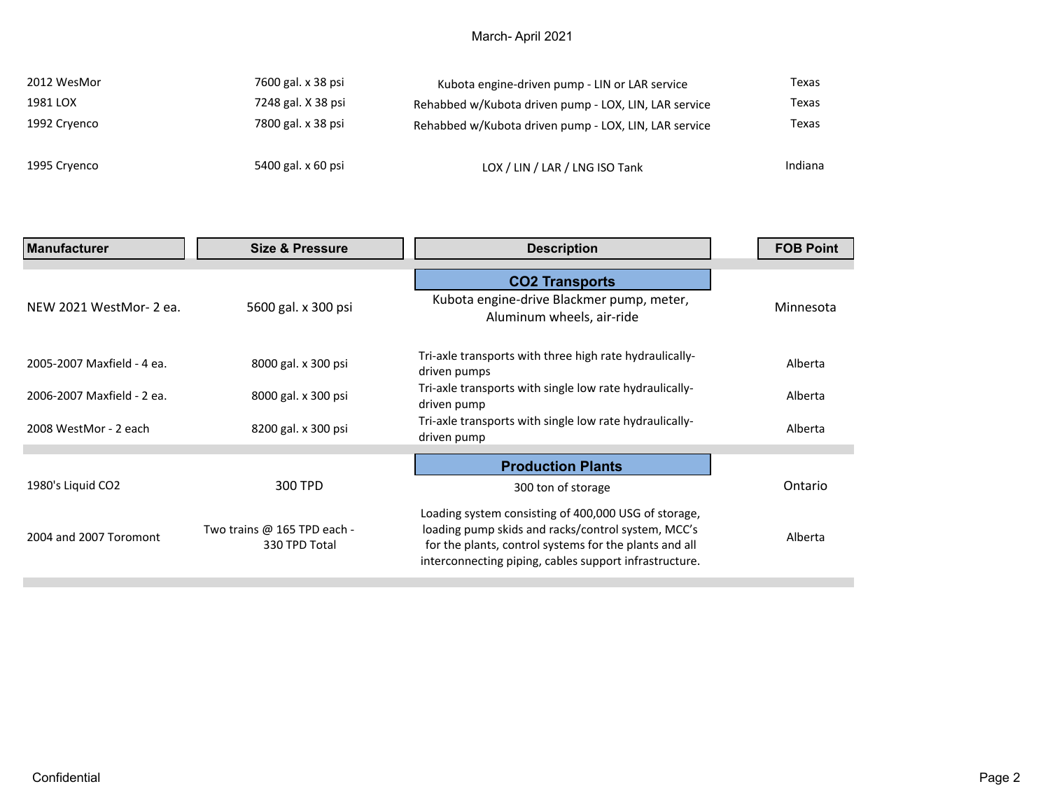March- April 2021

| | | | |
|---|---|---|---|
| 2012 WesMor | 7600 gal. x 38 psi | Kubota engine-driven pump - LIN or LAR service | Texas |
| 1981 LOX | 7248 gal. X 38 psi | Rehabbed w/Kubota driven pump - LOX, LIN, LAR service | Texas |
| 1992 Cryenco | 7800 gal. x 38 psi | Rehabbed w/Kubota driven pump - LOX, LIN, LAR service | Texas |
| 1995 Cryenco | 5400 gal. x 60 psi | LOX / LIN / LAR / LNG ISO Tank | Indiana |

| Manufacturer | Size & Pressure | Description | FOB Point |
|---|---|---|---|
| | | **$CO_2$ Transports** | |
| NEW 2021 WestMor- 2 ea. | 5600 gal. x 300 psi | Kubota engine-drive Blackmer pump, meter, Aluminum wheels, air-ride | Minnesota |
| 2005-2007 Maxfield - 4 ea. | 8000 gal. x 300 psi | Tri-axle transports with three high rate hydraulically-driven pumps | Alberta |
| 2006-2007 Maxfield - 2 ea. | 8000 gal. x 300 psi | Tri-axle transports with single low rate hydraulically-driven pump | Alberta |
| 2008 WestMor - 2 each | 8200 gal. x 300 psi | Tri-axle transports with single low rate hydraulically-driven pump | Alberta |
| | | **Production Plants** | |
| 1980's Liquid $CO_2$ | 300 TPD | 300 ton of storage | Ontario |
| 2004 and 2007 Toromont | Two trains @ 165 TPD each - 330 TPD Total | Loading system consisting of 400,000 USG of storage, loading pump skids and racks/control system, MCC's for the plants, control systems for the plants and all interconnecting piping, cables support infrastructure. | Alberta |

Confidential